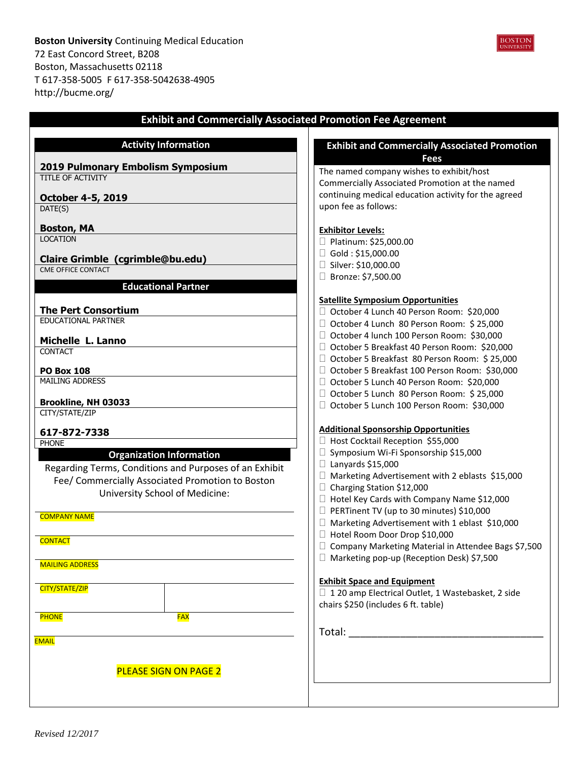**Boston University** Continuing Medical Education
72 East Concord Street, B208
Boston, Massachusetts 02118
T 617-358-5005 F 617-358-5042638-4905
http://bucme.org/

BOSTON UNIVERSITY

# Exhibit and Commercially Associated Promotion Fee Agreement

## Activity Information

**2019 Pulmonary Embolism Symposium**
TITLE OF ACTIVITY

**October 4-5, 2019**
DATE(S)

**Boston, MA**
LOCATION

**Claire Grimble (cgrimble@bu.edu)**
CME OFFICE CONTACT

## Educational Partner

**The Pert Consortium**
EDUCATIONAL PARTNER

**Michelle L. Lanno**
CONTACT

**PO Box 108**
MAILING ADDRESS

**Brookline, NH 03033**
CITY/STATE/ZIP

**617-872-7338**
PHONE

## Organization Information

Regarding Terms, Conditions and Purposes of an Exhibit Fee/ Commercially Associated Promotion to Boston University School of Medicine:

COMPANY NAME

CONTACT

MAILING ADDRESS

CITY/STATE/ZIP

PHONE　　　　FAX

EMAIL

PLEASE SIGN ON PAGE 2

## Exhibit and Commercially Associated Promotion Fees

The named company wishes to exhibit/host Commercially Associated Promotion at the named continuing medical education activity for the agreed upon fee as follows:

**Exhibitor Levels:**

- ☐ Platinum: $25,000.00
- ☐ Gold : $15,000.00
- ☐ Silver: $10,000.00
- ☐ Bronze: $7,500.00

**Satellite Symposium Opportunities**

- ☐ October 4 Lunch 40 Person Room: $20,000
- ☐ October 4 Lunch 80 Person Room: $ 25,000
- ☐ October 4 lunch 100 Person Room: $30,000
- ☐ October 5 Breakfast 40 Person Room: $20,000
- ☐ October 5 Breakfast 80 Person Room: $ 25,000
- ☐ October 5 Breakfast 100 Person Room: $30,000
- ☐ October 5 Lunch 40 Person Room: $20,000
- ☐ October 5 Lunch 80 Person Room: $ 25,000
- ☐ October 5 Lunch 100 Person Room: $30,000

**Additional Sponsorship Opportunities**

- ☐ Host Cocktail Reception $55,000
- ☐ Symposium Wi-Fi Sponsorship $15,000
- ☐ Lanyards $15,000
- ☐ Marketing Advertisement with 2 eblasts $15,000
- ☐ Charging Station $12,000
- ☐ Hotel Key Cards with Company Name $12,000
- ☐ PERTinent TV (up to 30 minutes) $10,000
- ☐ Marketing Advertisement with 1 eblast $10,000
- ☐ Hotel Room Door Drop $10,000
- ☐ Company Marketing Material in Attendee Bags $7,500
- ☐ Marketing pop-up (Reception Desk) $7,500

**Exhibit Space and Equipment**

- ☐ 1 20 amp Electrical Outlet, 1 Wastebasket, 2 side chairs $250 (includes 6 ft. table)

Total: ___________________________________

*Revised 12/2017*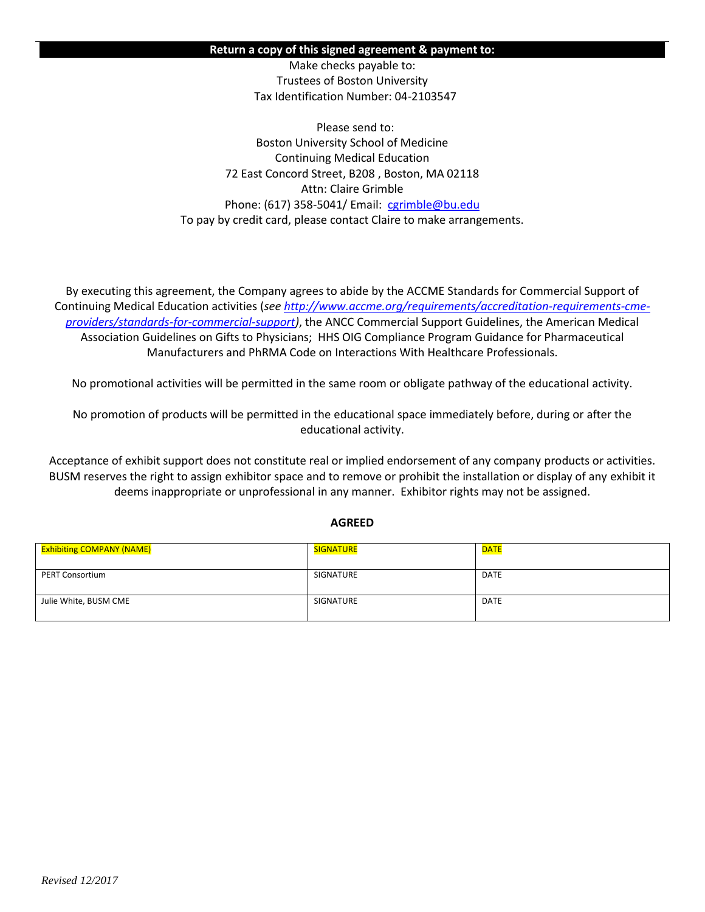**Return a copy of this signed agreement & payment to:**

Make checks payable to:
Trustees of Boston University
Tax Identification Number: 04-2103547

Please send to:
Boston University School of Medicine
Continuing Medical Education
72 East Concord Street, B208 , Boston, MA 02118
Attn: Claire Grimble
Phone: (617) 358-5041/ Email: cgrimble@bu.edu
To pay by credit card, please contact Claire to make arrangements.

By executing this agreement, the Company agrees to abide by the ACCME Standards for Commercial Support of Continuing Medical Education activities (*see http://www.accme.org/requirements/accreditation-requirements-cme-providers/standards-for-commercial-support)*, the ANCC Commercial Support Guidelines, the American Medical Association Guidelines on Gifts to Physicians; HHS OIG Compliance Program Guidance for Pharmaceutical Manufacturers and PhRMA Code on Interactions With Healthcare Professionals.

No promotional activities will be permitted in the same room or obligate pathway of the educational activity.

No promotion of products will be permitted in the educational space immediately before, during or after the educational activity.

Acceptance of exhibit support does not constitute real or implied endorsement of any company products or activities. BUSM reserves the right to assign exhibitor space and to remove or prohibit the installation or display of any exhibit it deems inappropriate or unprofessional in any manner. Exhibitor rights may not be assigned.

**AGREED**

| | | |
|---|---|---|
| Exhibiting COMPANY (NAME) | SIGNATURE | DATE |
| PERT Consortium | SIGNATURE | DATE |
| Julie White, BUSM CME | SIGNATURE | DATE |

*Revised 12/2017*